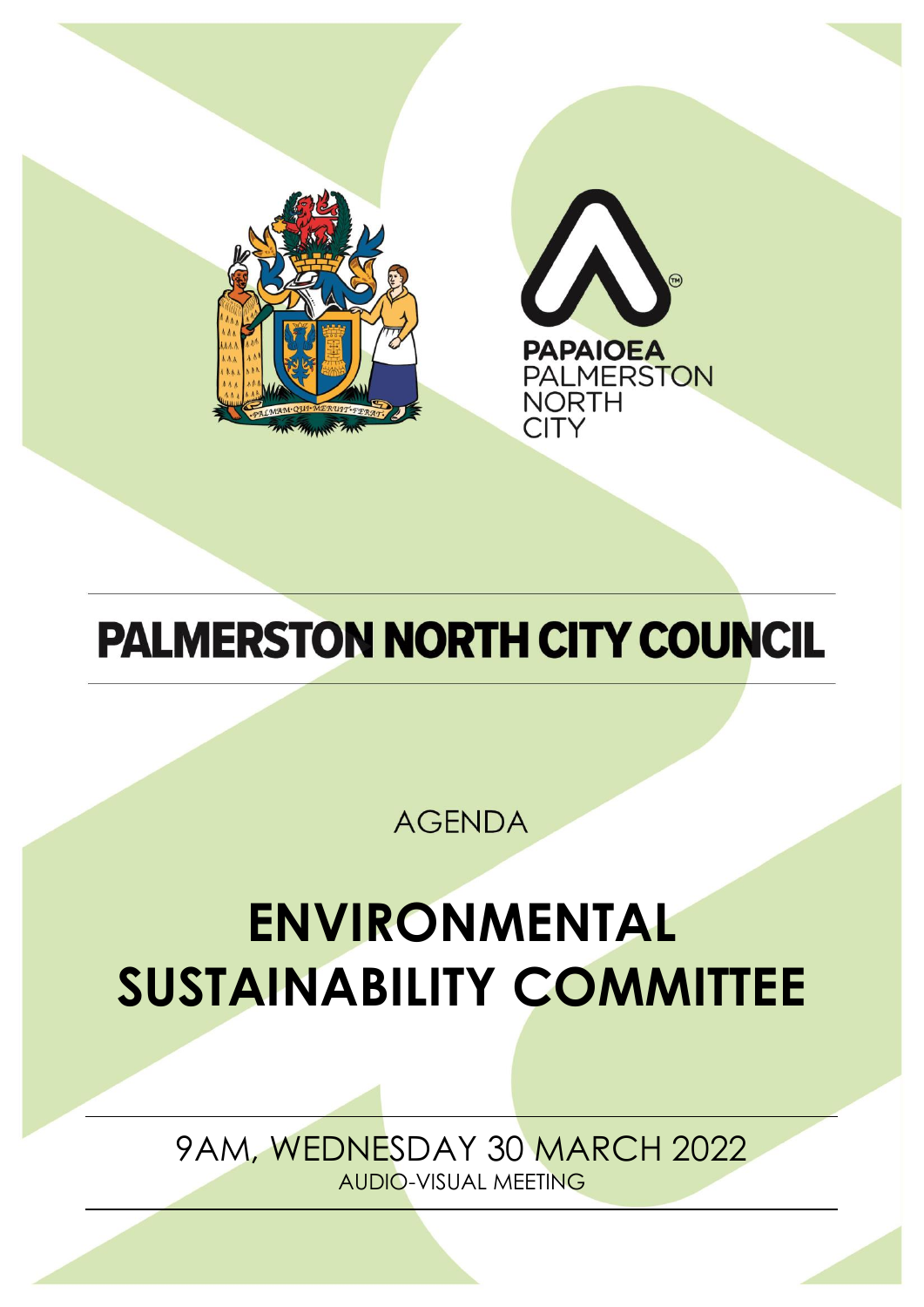PAPAIOEA PALMERSTON NORTH CITY

# PALMERSTON NORTH CITY COUNCIL

AGENDA

# ENVIRONMENTAL SUSTAINABILITY COMMITTEE

9AM, WEDNESDAY 30 MARCH 2022

AUDIO-VISUAL MEETING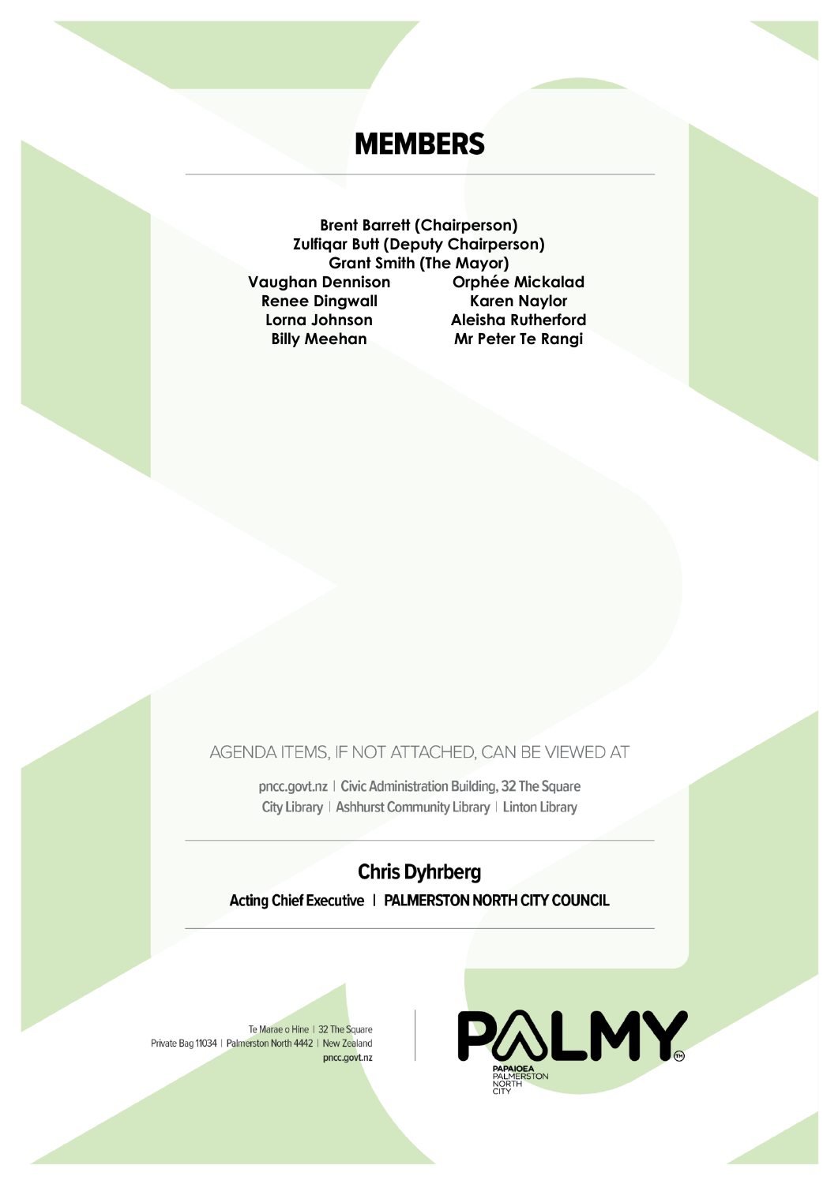# MEMBERS

**Brent Barrett (Chairperson)**
**Zulfiqar Butt (Deputy Chairperson)**
**Grant Smith (The Mayor)**

**Vaughan Dennison**
**Renee Dingwall**
**Lorna Johnson**
**Billy Meehan**
**Orphée Mickalad**
**Karen Naylor**
**Aleisha Rutherford**
**Mr Peter Te Rangi**

AGENDA ITEMS, IF NOT ATTACHED, CAN BE VIEWED AT

pncc.govt.nz | Civic Administration Building, 32 The Square
City Library | Ashhurst Community Library | Linton Library

**Chris Dyhrberg**

**Acting Chief Executive | PALMERSTON NORTH CITY COUNCIL**

Te Marae o Hine | 32 The Square
Private Bag 11034 | Palmerston North 4442 | New Zealand
**pncc.govt.nz**

PALMY
PAPAIOEA PALMERSTON NORTH CITY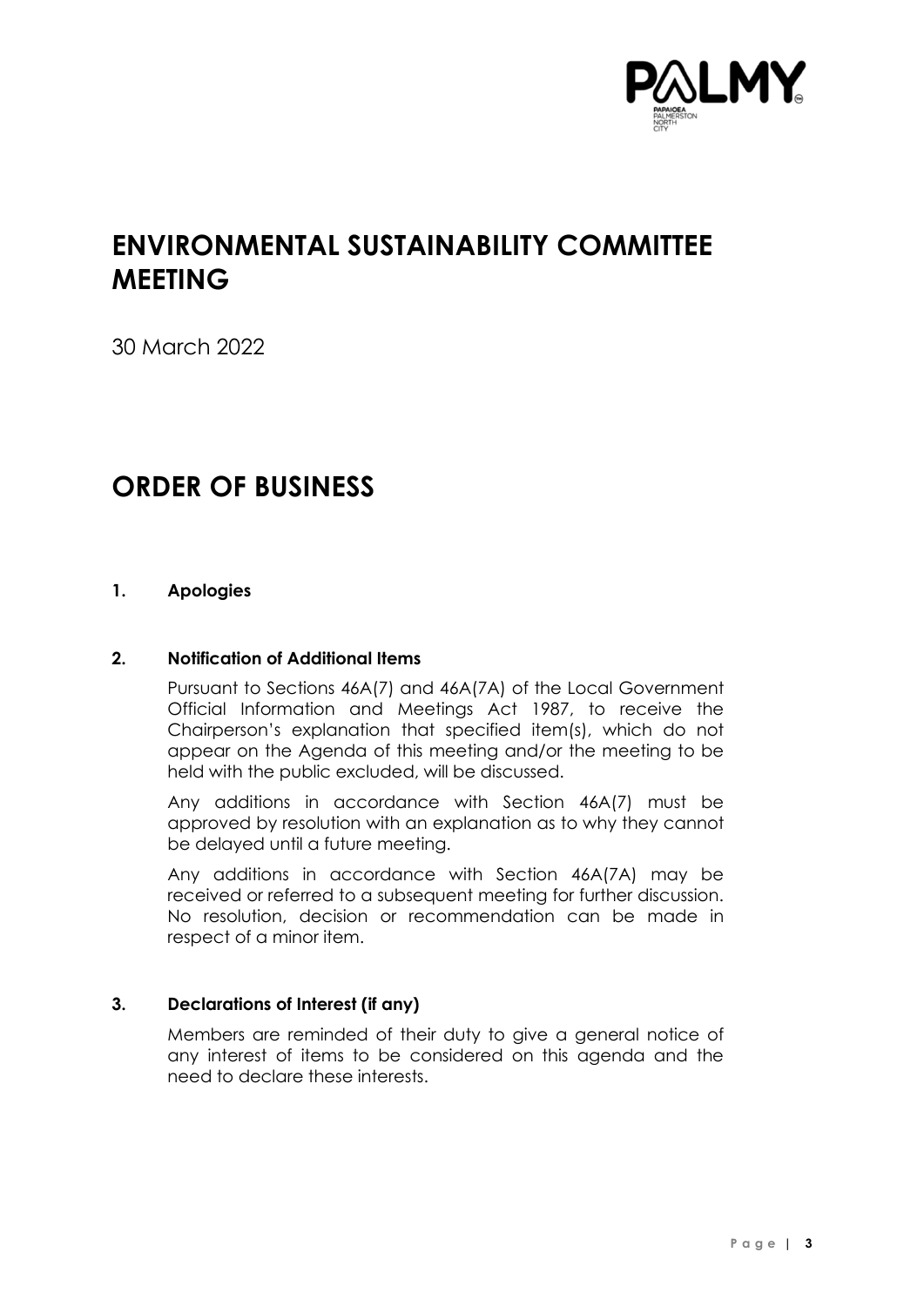# ENVIRONMENTAL SUSTAINABILITY COMMITTEE MEETING

30 March 2022

# ORDER OF BUSINESS

### 1. Apologies

### 2. Notification of Additional Items

Pursuant to Sections 46A(7) and 46A(7A) of the Local Government Official Information and Meetings Act 1987, to receive the Chairperson's explanation that specified item(s), which do not appear on the Agenda of this meeting and/or the meeting to be held with the public excluded, will be discussed.

Any additions in accordance with Section 46A(7) must be approved by resolution with an explanation as to why they cannot be delayed until a future meeting.

Any additions in accordance with Section 46A(7A) may be received or referred to a subsequent meeting for further discussion. No resolution, decision or recommendation can be made in respect of a minor item.

### 3. Declarations of Interest (if any)

Members are reminded of their duty to give a general notice of any interest of items to be considered on this agenda and the need to declare these interests.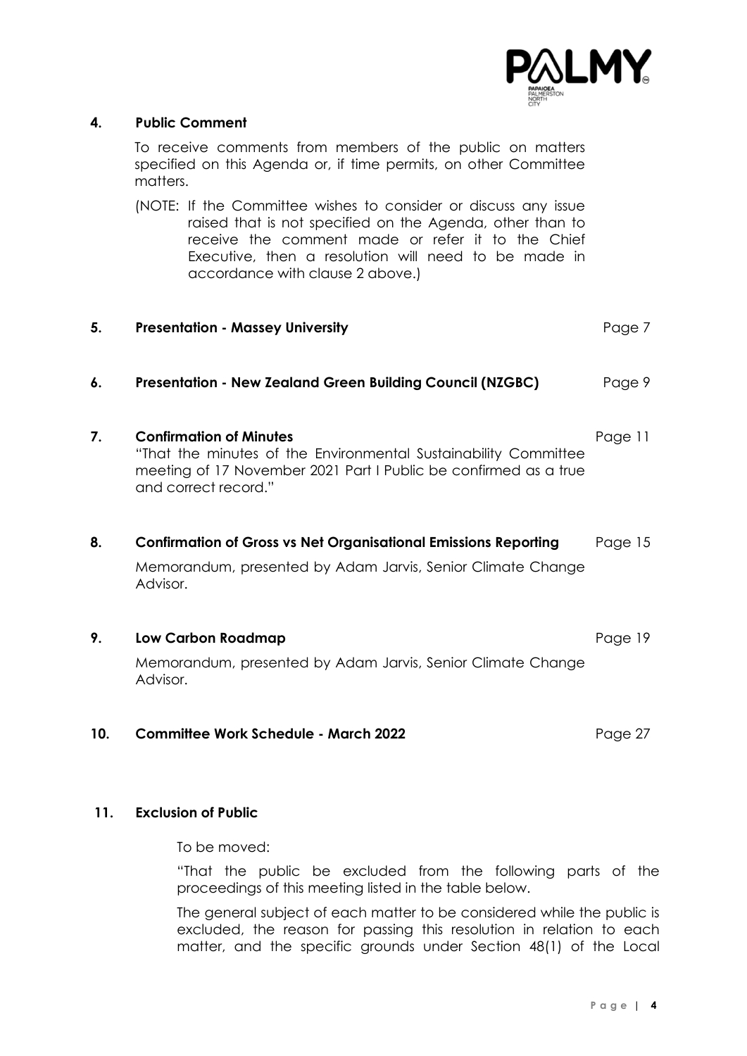**4. Public Comment**

To receive comments from members of the public on matters specified on this Agenda or, if time permits, on other Committee matters.

(NOTE: If the Committee wishes to consider or discuss any issue raised that is not specified on the Agenda, other than to receive the comment made or refer it to the Chief Executive, then a resolution will need to be made in accordance with clause 2 above.)

**5. Presentation - Massey University** Page 7

**6. Presentation - New Zealand Green Building Council (NZGBC)** Page 9

**7. Confirmation of Minutes** Page 11

"That the minutes of the Environmental Sustainability Committee meeting of 17 November 2021 Part I Public be confirmed as a true and correct record."

**8. Confirmation of Gross vs Net Organisational Emissions Reporting** Page 15

Memorandum, presented by Adam Jarvis, Senior Climate Change Advisor.

**9. Low Carbon Roadmap** Page 19

Memorandum, presented by Adam Jarvis, Senior Climate Change Advisor.

**10. Committee Work Schedule - March 2022** Page 27

**11. Exclusion of Public**

To be moved:

"That the public be excluded from the following parts of the proceedings of this meeting listed in the table below.

The general subject of each matter to be considered while the public is excluded, the reason for passing this resolution in relation to each matter, and the specific grounds under Section 48(1) of the Local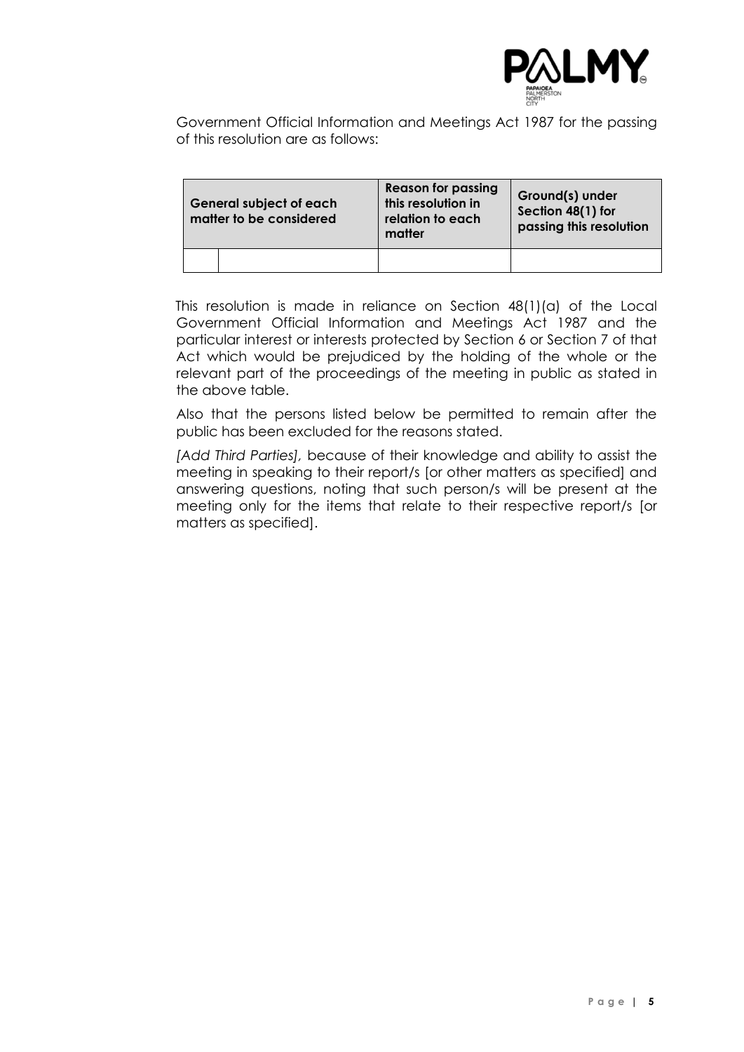Government Official Information and Meetings Act 1987 for the passing of this resolution are as follows:

| General subject of each matter to be considered | | Reason for passing this resolution in relation to each matter | Ground(s) under Section 48(1) for passing this resolution |
|---|---|---|---|
| | | | |

This resolution is made in reliance on Section 48(1)(a) of the Local Government Official Information and Meetings Act 1987 and the particular interest or interests protected by Section 6 or Section 7 of that Act which would be prejudiced by the holding of the whole or the relevant part of the proceedings of the meeting in public as stated in the above table.

Also that the persons listed below be permitted to remain after the public has been excluded for the reasons stated.

*[Add Third Parties]*, because of their knowledge and ability to assist the meeting in speaking to their report/s [or other matters as specified] and answering questions, noting that such person/s will be present at the meeting only for the items that relate to their respective report/s [or matters as specified].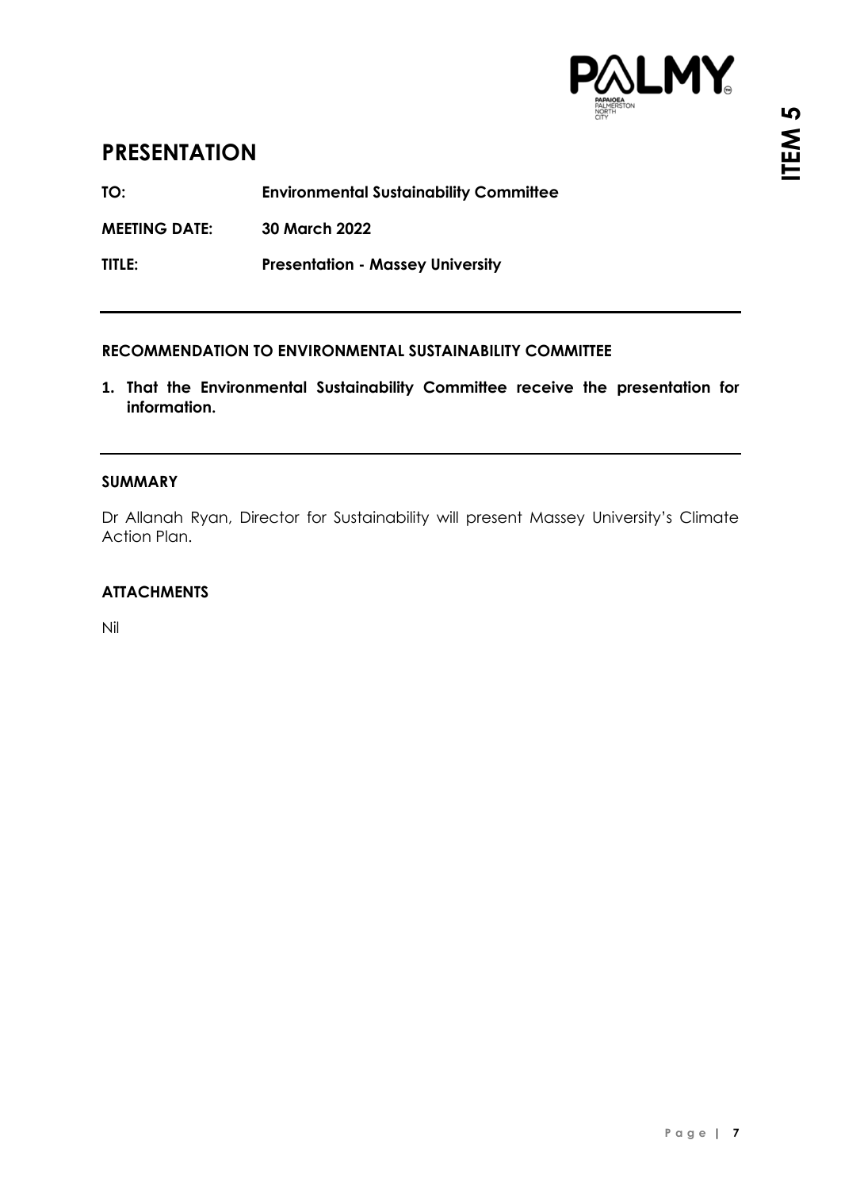# PRESENTATION

**TO:** **Environmental Sustainability Committee**

**MEETING DATE:** **30 March 2022**

**TITLE:** **Presentation - Massey University**

---

**RECOMMENDATION TO ENVIRONMENTAL SUSTAINABILITY COMMITTEE**

1. **That the Environmental Sustainability Committee receive the presentation for information.**

---

**SUMMARY**

Dr Allanah Ryan, Director for Sustainability will present Massey University's Climate Action Plan.

**ATTACHMENTS**

Nil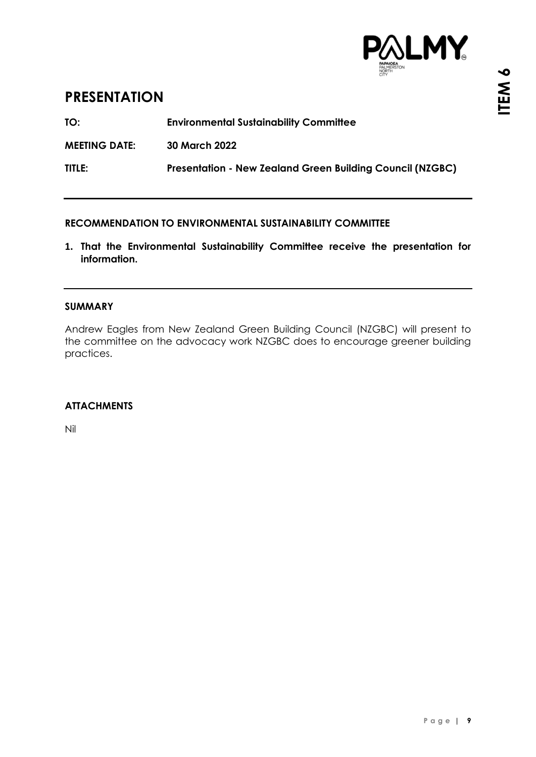# PRESENTATION

| | |
|---|---|
| **TO:** | **Environmental Sustainability Committee** |
| **MEETING DATE:** | **30 March 2022** |
| **TITLE:** | **Presentation - New Zealand Green Building Council (NZGBC)** |

---

**RECOMMENDATION TO ENVIRONMENTAL SUSTAINABILITY COMMITTEE**

1. **That the Environmental Sustainability Committee receive the presentation for information.**

---

**SUMMARY**

Andrew Eagles from New Zealand Green Building Council (NZGBC) will present to the committee on the advocacy work NZGBC does to encourage greener building practices.

**ATTACHMENTS**

Nil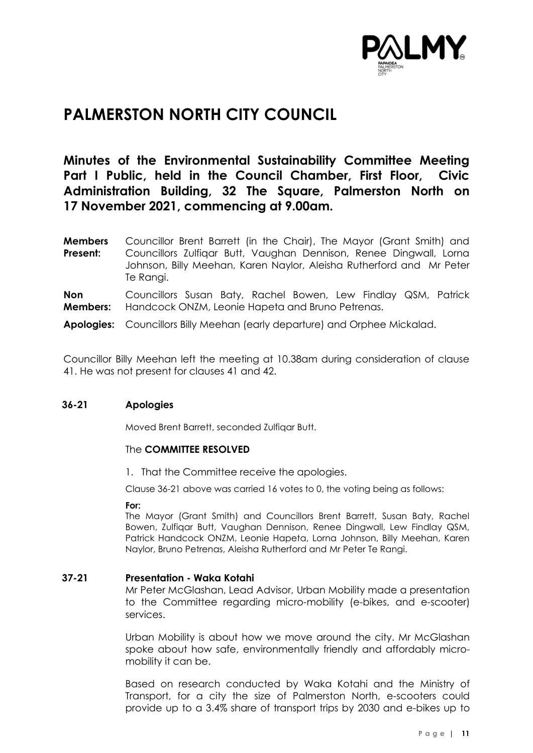# PALMERSTON NORTH CITY COUNCIL

## Minutes of the Environmental Sustainability Committee Meeting Part I Public, held in the Council Chamber, First Floor, Civic Administration Building, 32 The Square, Palmerston North on 17 November 2021, commencing at 9.00am.

**Members Present:** Councillor Brent Barrett (in the Chair), The Mayor (Grant Smith) and Councillors Zulfiqar Butt, Vaughan Dennison, Renee Dingwall, Lorna Johnson, Billy Meehan, Karen Naylor, Aleisha Rutherford and Mr Peter Te Rangi.

**Non Members:** Councillors Susan Baty, Rachel Bowen, Lew Findlay QSM, Patrick Handcock ONZM, Leonie Hapeta and Bruno Petrenas.

**Apologies:** Councillors Billy Meehan (early departure) and Orphee Mickalad.

Councillor Billy Meehan left the meeting at 10.38am during consideration of clause 41. He was not present for clauses 41 and 42.

**36-21 Apologies**

Moved Brent Barrett, seconded Zulfiqar Butt.

The **COMMITTEE RESOLVED**

1. That the Committee receive the apologies.

Clause 36-21 above was carried 16 votes to 0, the voting being as follows:

**For:**
The Mayor (Grant Smith) and Councillors Brent Barrett, Susan Baty, Rachel Bowen, Zulfiqar Butt, Vaughan Dennison, Renee Dingwall, Lew Findlay QSM, Patrick Handcock ONZM, Leonie Hapeta, Lorna Johnson, Billy Meehan, Karen Naylor, Bruno Petrenas, Aleisha Rutherford and Mr Peter Te Rangi.

**37-21 Presentation - Waka Kotahi**

Mr Peter McGlashan, Lead Advisor, Urban Mobility made a presentation to the Committee regarding micro-mobility (e-bikes, and e-scooter) services.

Urban Mobility is about how we move around the city. Mr McGlashan spoke about how safe, environmentally friendly and affordably micro-mobility it can be.

Based on research conducted by Waka Kotahi and the Ministry of Transport, for a city the size of Palmerston North, e-scooters could provide up to a 3.4% share of transport trips by 2030 and e-bikes up to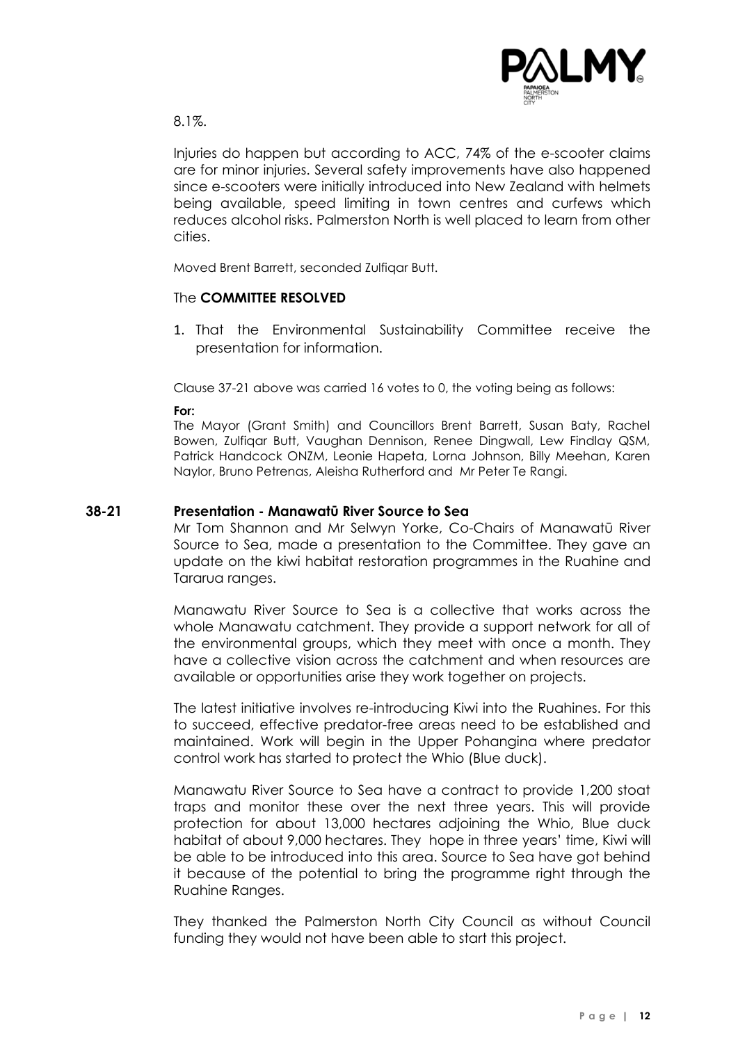8.1%.

Injuries do happen but according to ACC, 74% of the e-scooter claims are for minor injuries. Several safety improvements have also happened since e-scooters were initially introduced into New Zealand with helmets being available, speed limiting in town centres and curfews which reduces alcohol risks. Palmerston North is well placed to learn from other cities.

Moved Brent Barrett, seconded Zulfiqar Butt.

The **COMMITTEE RESOLVED**

1. That the Environmental Sustainability Committee receive the presentation for information.

Clause 37-21 above was carried 16 votes to 0, the voting being as follows:

**For:**
The Mayor (Grant Smith) and Councillors Brent Barrett, Susan Baty, Rachel Bowen, Zulfiqar Butt, Vaughan Dennison, Renee Dingwall, Lew Findlay QSM, Patrick Handcock ONZM, Leonie Hapeta, Lorna Johnson, Billy Meehan, Karen Naylor, Bruno Petrenas, Aleisha Rutherford and Mr Peter Te Rangi.

### 38-21 Presentation - Manawatū River Source to Sea

Mr Tom Shannon and Mr Selwyn Yorke, Co-Chairs of Manawatū River Source to Sea, made a presentation to the Committee. They gave an update on the kiwi habitat restoration programmes in the Ruahine and Tararua ranges.

Manawatu River Source to Sea is a collective that works across the whole Manawatu catchment. They provide a support network for all of the environmental groups, which they meet with once a month. They have a collective vision across the catchment and when resources are available or opportunities arise they work together on projects.

The latest initiative involves re-introducing Kiwi into the Ruahines. For this to succeed, effective predator-free areas need to be established and maintained. Work will begin in the Upper Pohangina where predator control work has started to protect the Whio (Blue duck).

Manawatu River Source to Sea have a contract to provide 1,200 stoat traps and monitor these over the next three years. This will provide protection for about 13,000 hectares adjoining the Whio, Blue duck habitat of about 9,000 hectares. They hope in three years' time, Kiwi will be able to be introduced into this area. Source to Sea have got behind it because of the potential to bring the programme right through the Ruahine Ranges.

They thanked the Palmerston North City Council as without Council funding they would not have been able to start this project.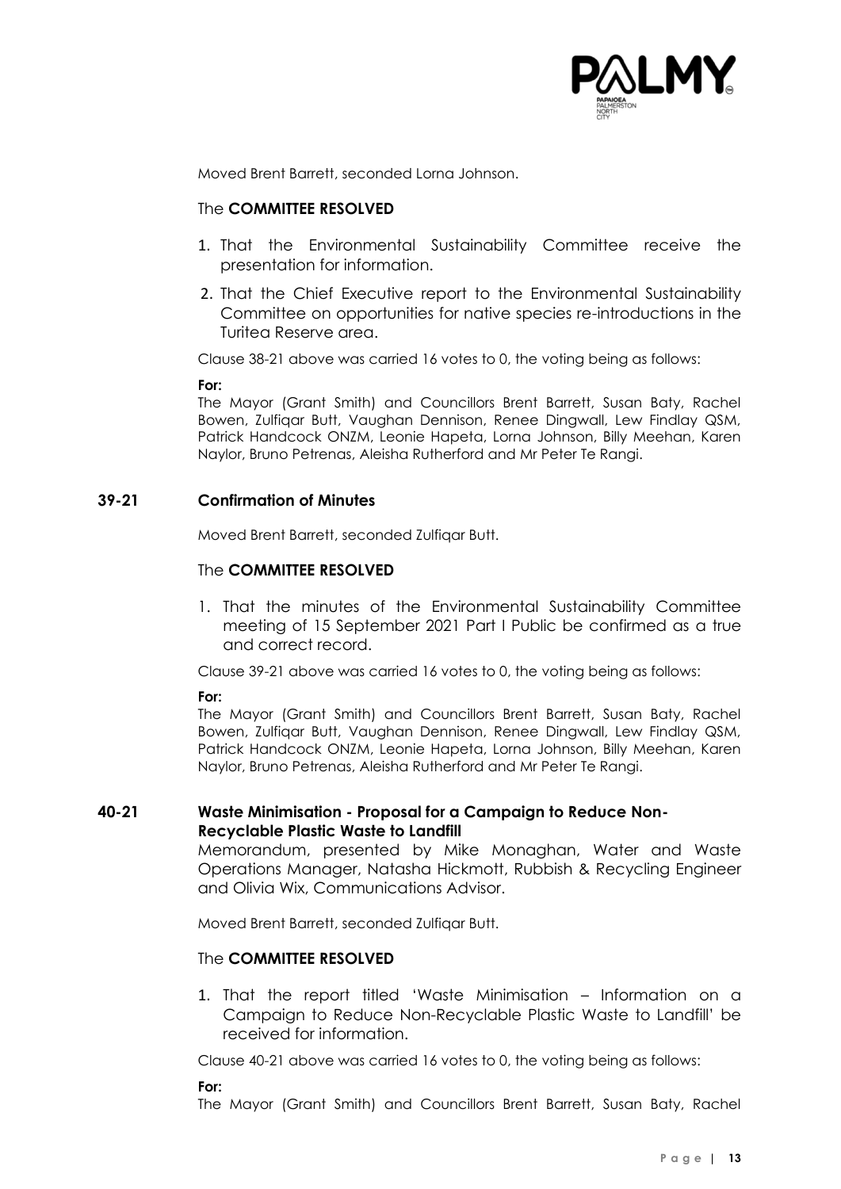Moved Brent Barrett, seconded Lorna Johnson.

The **COMMITTEE RESOLVED**

1. That the Environmental Sustainability Committee receive the presentation for information.
2. That the Chief Executive report to the Environmental Sustainability Committee on opportunities for native species re-introductions in the Turitea Reserve area.

Clause 38-21 above was carried 16 votes to 0, the voting being as follows:

**For:**
The Mayor (Grant Smith) and Councillors Brent Barrett, Susan Baty, Rachel Bowen, Zulfiqar Butt, Vaughan Dennison, Renee Dingwall, Lew Findlay QSM, Patrick Handcock ONZM, Leonie Hapeta, Lorna Johnson, Billy Meehan, Karen Naylor, Bruno Petrenas, Aleisha Rutherford and Mr Peter Te Rangi.

## 39-21 Confirmation of Minutes

Moved Brent Barrett, seconded Zulfiqar Butt.

The **COMMITTEE RESOLVED**

1. That the minutes of the Environmental Sustainability Committee meeting of 15 September 2021 Part I Public be confirmed as a true and correct record.

Clause 39-21 above was carried 16 votes to 0, the voting being as follows:

**For:**
The Mayor (Grant Smith) and Councillors Brent Barrett, Susan Baty, Rachel Bowen, Zulfiqar Butt, Vaughan Dennison, Renee Dingwall, Lew Findlay QSM, Patrick Handcock ONZM, Leonie Hapeta, Lorna Johnson, Billy Meehan, Karen Naylor, Bruno Petrenas, Aleisha Rutherford and Mr Peter Te Rangi.

## 40-21 Waste Minimisation - Proposal for a Campaign to Reduce Non-Recyclable Plastic Waste to Landfill

Memorandum, presented by Mike Monaghan, Water and Waste Operations Manager, Natasha Hickmott, Rubbish & Recycling Engineer and Olivia Wix, Communications Advisor.

Moved Brent Barrett, seconded Zulfiqar Butt.

The **COMMITTEE RESOLVED**

1. That the report titled 'Waste Minimisation – Information on a Campaign to Reduce Non-Recyclable Plastic Waste to Landfill' be received for information.

Clause 40-21 above was carried 16 votes to 0, the voting being as follows:

**For:**
The Mayor (Grant Smith) and Councillors Brent Barrett, Susan Baty, Rachel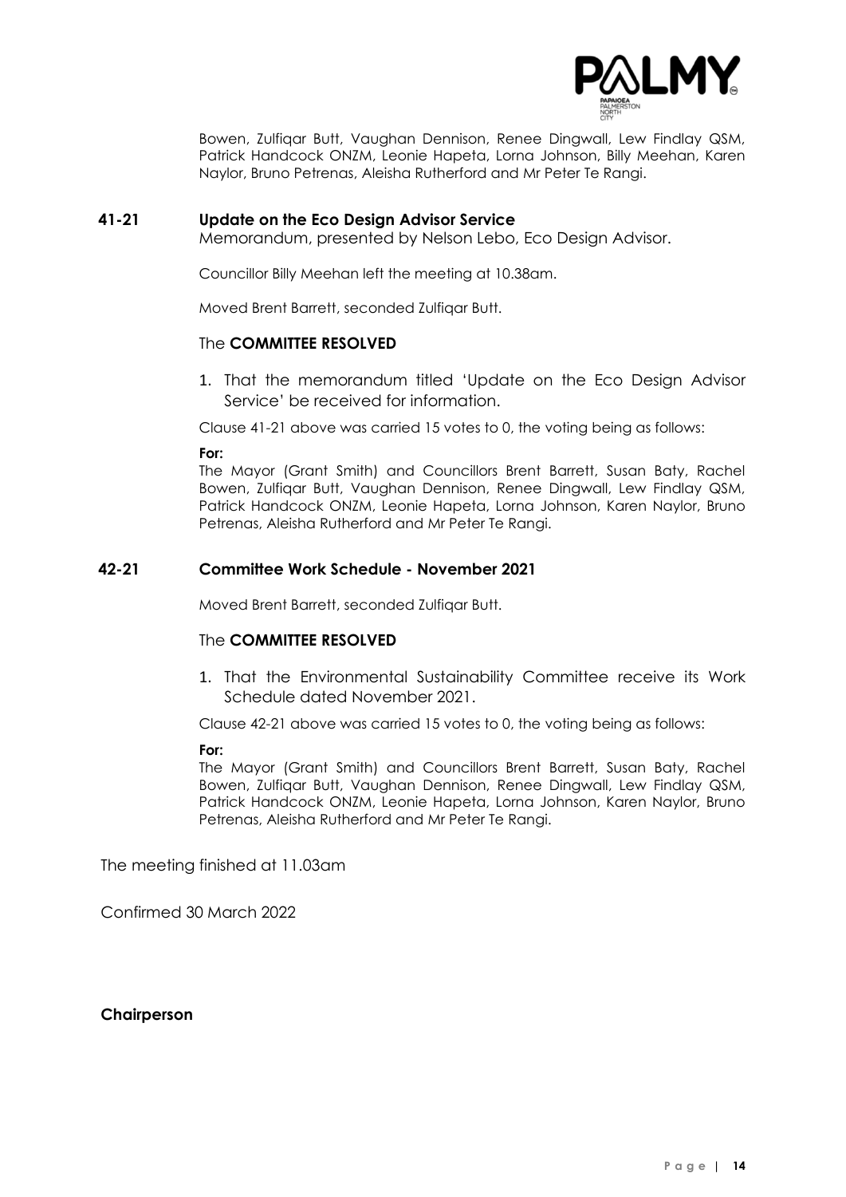Bowen, Zulfiqar Butt, Vaughan Dennison, Renee Dingwall, Lew Findlay QSM, Patrick Handcock ONZM, Leonie Hapeta, Lorna Johnson, Billy Meehan, Karen Naylor, Bruno Petrenas, Aleisha Rutherford and Mr Peter Te Rangi.

**41-21 Update on the Eco Design Advisor Service**

Memorandum, presented by Nelson Lebo, Eco Design Advisor.

Councillor Billy Meehan left the meeting at 10.38am.

Moved Brent Barrett, seconded Zulfiqar Butt.

The **COMMITTEE RESOLVED**

1. That the memorandum titled 'Update on the Eco Design Advisor Service' be received for information.

Clause 41-21 above was carried 15 votes to 0, the voting being as follows:

**For:**
The Mayor (Grant Smith) and Councillors Brent Barrett, Susan Baty, Rachel Bowen, Zulfiqar Butt, Vaughan Dennison, Renee Dingwall, Lew Findlay QSM, Patrick Handcock ONZM, Leonie Hapeta, Lorna Johnson, Karen Naylor, Bruno Petrenas, Aleisha Rutherford and Mr Peter Te Rangi.

**42-21 Committee Work Schedule - November 2021**

Moved Brent Barrett, seconded Zulfiqar Butt.

The **COMMITTEE RESOLVED**

1. That the Environmental Sustainability Committee receive its Work Schedule dated November 2021.

Clause 42-21 above was carried 15 votes to 0, the voting being as follows:

**For:**
The Mayor (Grant Smith) and Councillors Brent Barrett, Susan Baty, Rachel Bowen, Zulfiqar Butt, Vaughan Dennison, Renee Dingwall, Lew Findlay QSM, Patrick Handcock ONZM, Leonie Hapeta, Lorna Johnson, Karen Naylor, Bruno Petrenas, Aleisha Rutherford and Mr Peter Te Rangi.

The meeting finished at 11.03am

Confirmed 30 March 2022

**Chairperson**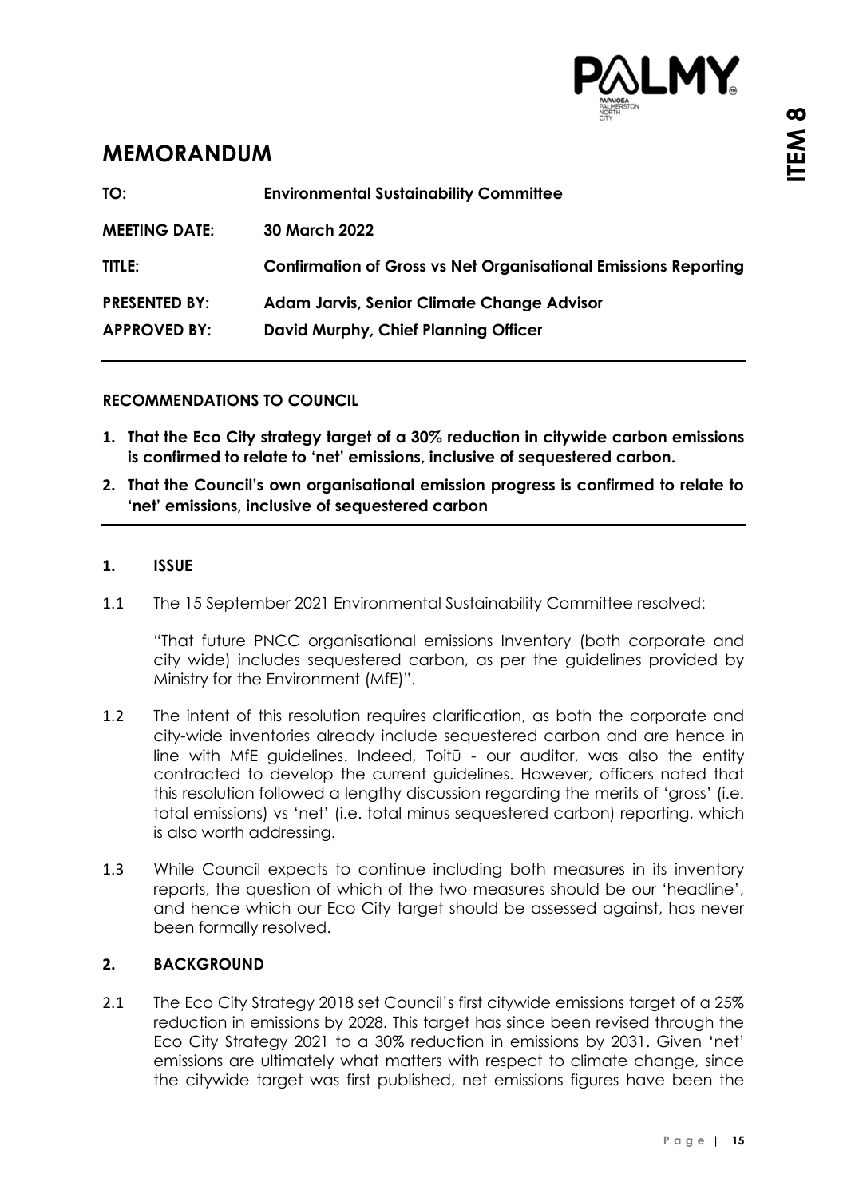# MEMORANDUM

| | |
|---|---|
| **TO:** | **Environmental Sustainability Committee** |
| **MEETING DATE:** | **30 March 2022** |
| **TITLE:** | **Confirmation of Gross vs Net Organisational Emissions Reporting** |
| **PRESENTED BY:** | **Adam Jarvis, Senior Climate Change Advisor** |
| **APPROVED BY:** | **David Murphy, Chief Planning Officer** |

---

## RECOMMENDATIONS TO COUNCIL

1. **That the Eco City strategy target of a 30% reduction in citywide carbon emissions is confirmed to relate to 'net' emissions, inclusive of sequestered carbon.**
2. **That the Council's own organisational emission progress is confirmed to relate to 'net' emissions, inclusive of sequestered carbon**

---

## 1. ISSUE

1.1 The 15 September 2021 Environmental Sustainability Committee resolved:

"That future PNCC organisational emissions Inventory (both corporate and city wide) includes sequestered carbon, as per the guidelines provided by Ministry for the Environment (MfE)".

1.2 The intent of this resolution requires clarification, as both the corporate and city-wide inventories already include sequestered carbon and are hence in line with MfE guidelines. Indeed, Toitū - our auditor, was also the entity contracted to develop the current guidelines. However, officers noted that this resolution followed a lengthy discussion regarding the merits of 'gross' (i.e. total emissions) vs 'net' (i.e. total minus sequestered carbon) reporting, which is also worth addressing.

1.3 While Council expects to continue including both measures in its inventory reports, the question of which of the two measures should be our 'headline', and hence which our Eco City target should be assessed against, has never been formally resolved.

## 2. BACKGROUND

2.1 The Eco City Strategy 2018 set Council's first citywide emissions target of a 25% reduction in emissions by 2028. This target has since been revised through the Eco City Strategy 2021 to a 30% reduction in emissions by 2031. Given 'net' emissions are ultimately what matters with respect to climate change, since the citywide target was first published, net emissions figures have been the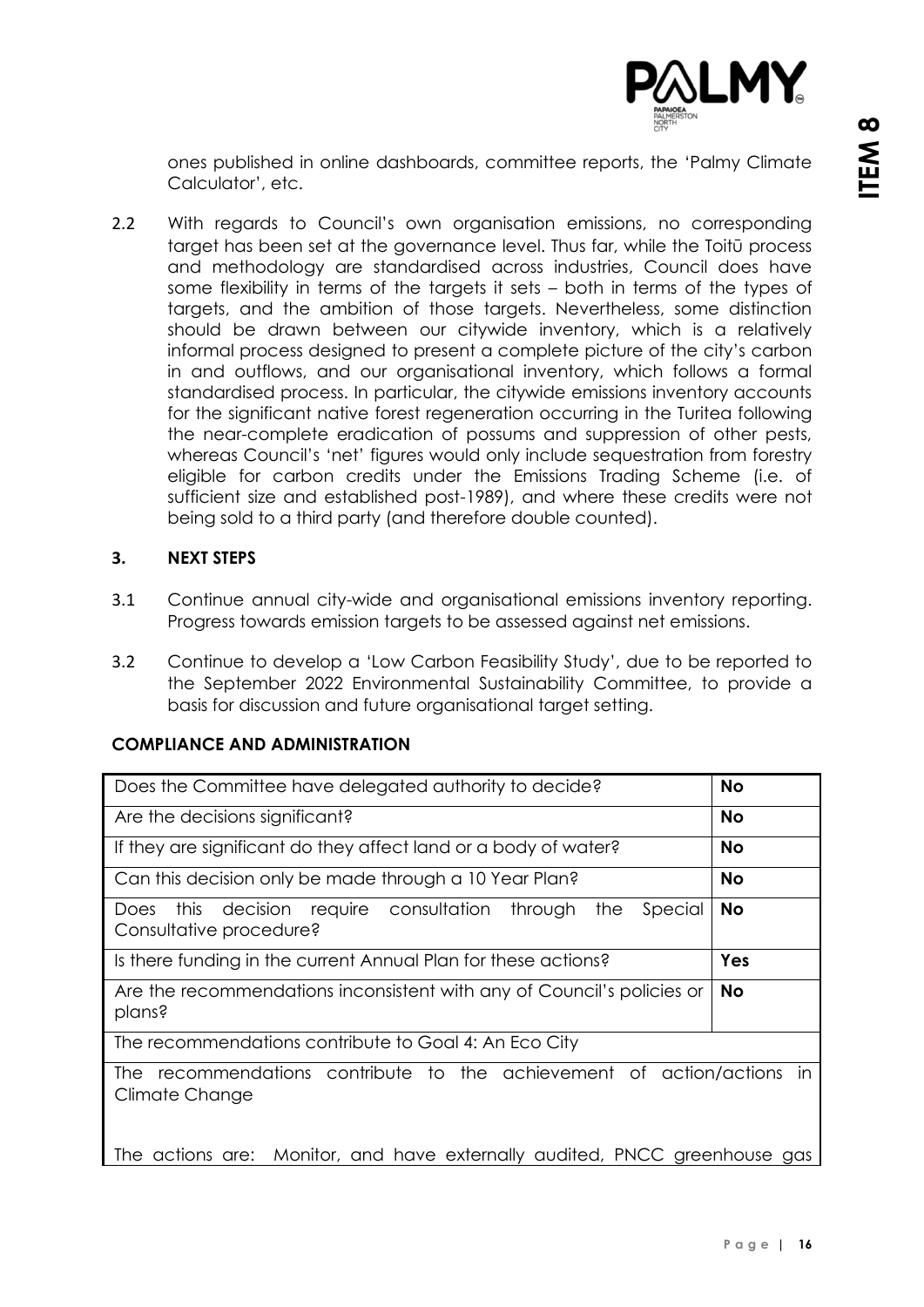ones published in online dashboards, committee reports, the 'Palmy Climate Calculator', etc.

2.2 With regards to Council's own organisation emissions, no corresponding target has been set at the governance level. Thus far, while the Toitū process and methodology are standardised across industries, Council does have some flexibility in terms of the targets it sets – both in terms of the types of targets, and the ambition of those targets. Nevertheless, some distinction should be drawn between our citywide inventory, which is a relatively informal process designed to present a complete picture of the city's carbon in and outflows, and our organisational inventory, which follows a formal standardised process. In particular, the citywide emissions inventory accounts for the significant native forest regeneration occurring in the Turitea following the near-complete eradication of possums and suppression of other pests, whereas Council's 'net' figures would only include sequestration from forestry eligible for carbon credits under the Emissions Trading Scheme (i.e. of sufficient size and established post-1989), and where these credits were not being sold to a third party (and therefore double counted).

## 3. NEXT STEPS

3.1 Continue annual city-wide and organisational emissions inventory reporting. Progress towards emission targets to be assessed against net emissions.

3.2 Continue to develop a 'Low Carbon Feasibility Study', due to be reported to the September 2022 Environmental Sustainability Committee, to provide a basis for discussion and future organisational target setting.

## COMPLIANCE AND ADMINISTRATION

| | |
|---|---|
| Does the Committee have delegated authority to decide? | **No** |
| Are the decisions significant? | **No** |
| If they are significant do they affect land or a body of water? | **No** |
| Can this decision only be made through a 10 Year Plan? | **No** |
| Does this decision require consultation through the Special Consultative procedure? | **No** |
| Is there funding in the current Annual Plan for these actions? | **Yes** |
| Are the recommendations inconsistent with any of Council's policies or plans? | **No** |
| The recommendations contribute to Goal 4: An Eco City | |
| The recommendations contribute to the achievement of action/actions in Climate Change<br><br>The actions are: Monitor, and have externally audited, PNCC greenhouse gas | |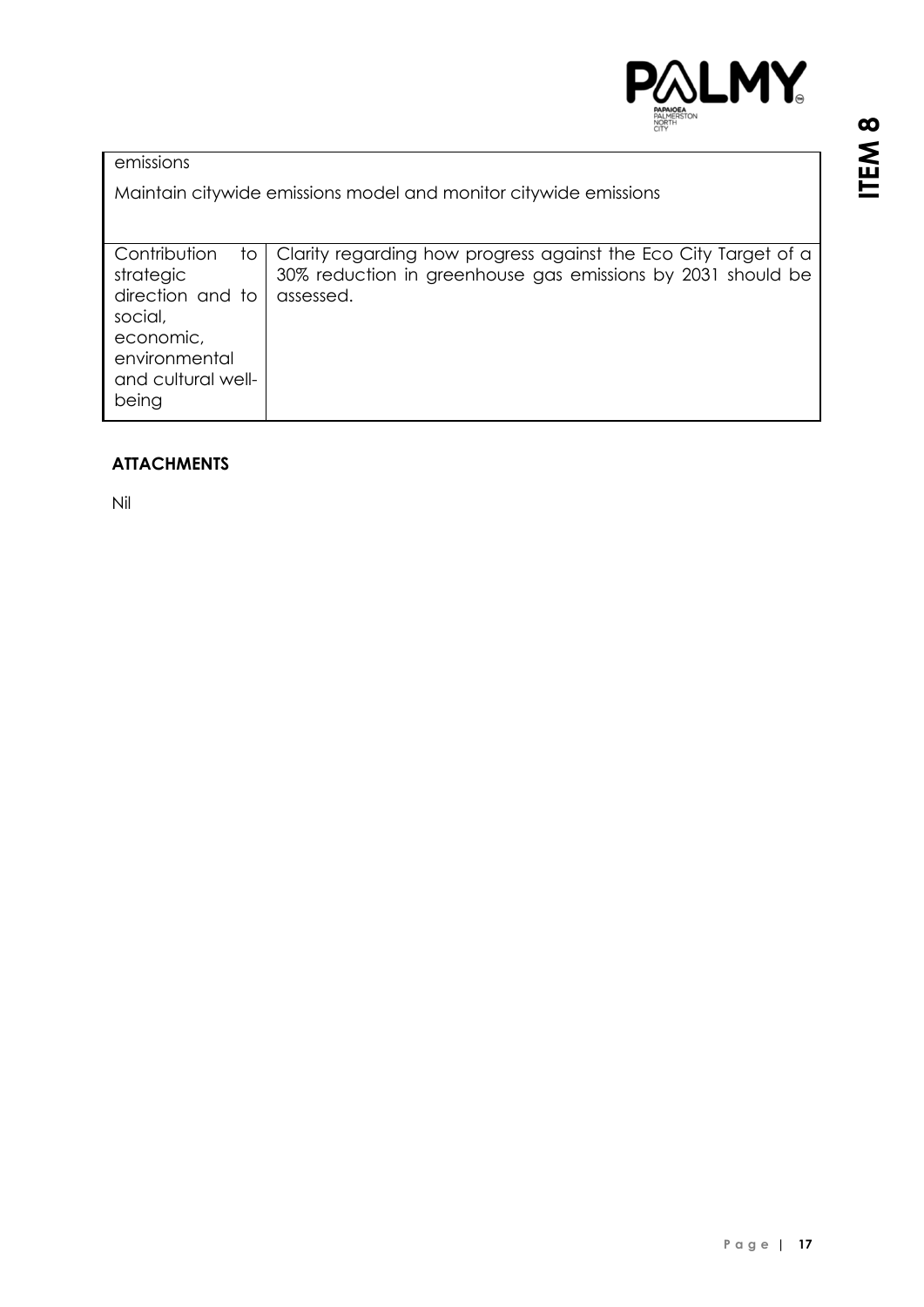| emissions<br><br>Maintain citywide emissions model and monitor citywide emissions | |
|---|---|
| Contribution to strategic direction and to social, economic, environmental and cultural well-being | Clarity regarding how progress against the Eco City Target of a 30% reduction in greenhouse gas emissions by 2031 should be assessed. |

## ATTACHMENTS

Nil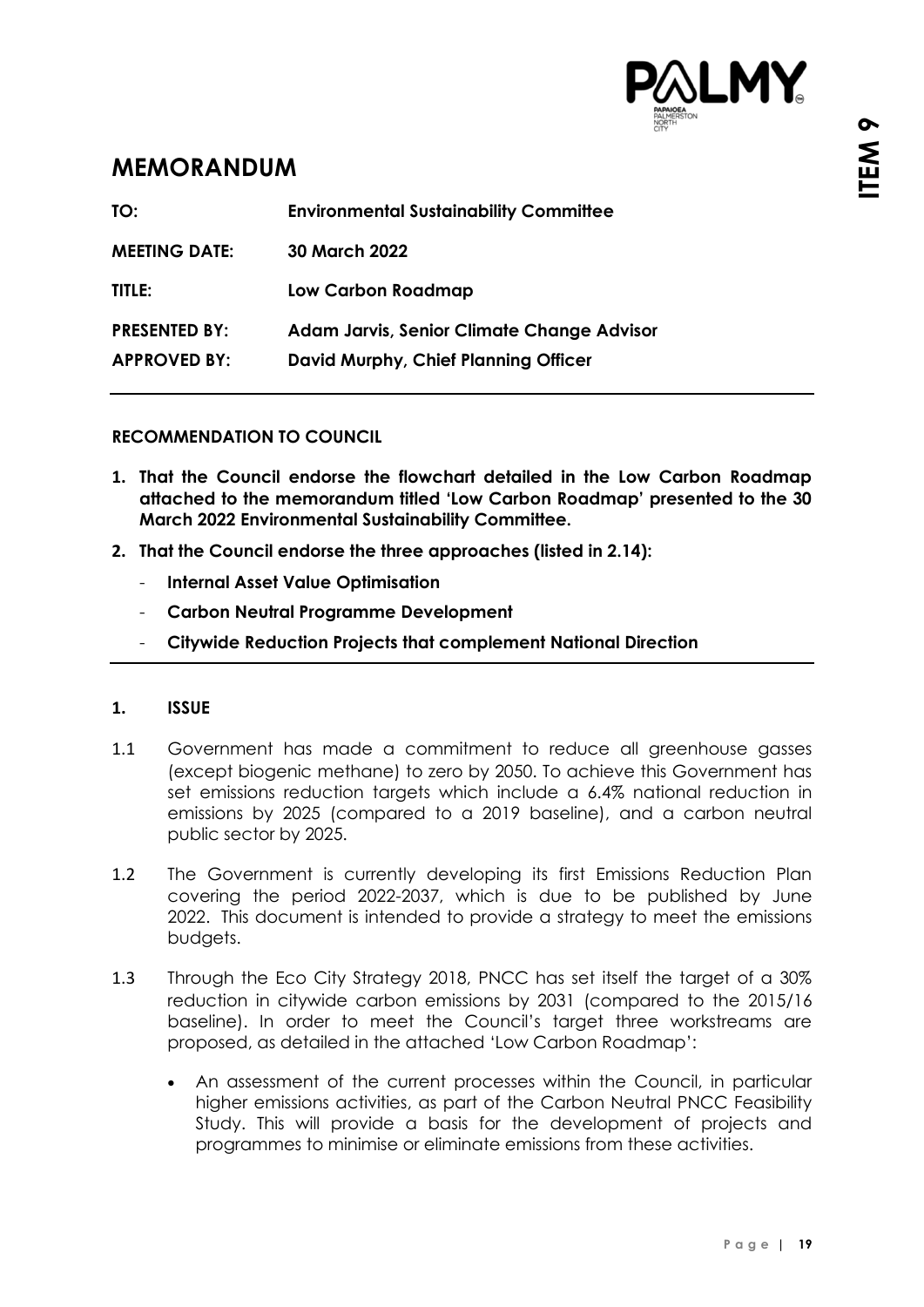# MEMORANDUM

| | |
|---|---|
| **TO:** | **Environmental Sustainability Committee** |
| **MEETING DATE:** | **30 March 2022** |
| **TITLE:** | **Low Carbon Roadmap** |
| **PRESENTED BY:** | **Adam Jarvis, Senior Climate Change Advisor** |
| **APPROVED BY:** | **David Murphy, Chief Planning Officer** |

**RECOMMENDATION TO COUNCIL**

1. **That the Council endorse the flowchart detailed in the Low Carbon Roadmap attached to the memorandum titled 'Low Carbon Roadmap' presented to the 30 March 2022 Environmental Sustainability Committee.**
2. **That the Council endorse the three approaches (listed in 2.14):**
   - **Internal Asset Value Optimisation**
   - **Carbon Neutral Programme Development**
   - **Citywide Reduction Projects that complement National Direction**

## 1. ISSUE

1.1 Government has made a commitment to reduce all greenhouse gasses (except biogenic methane) to zero by 2050. To achieve this Government has set emissions reduction targets which include a 6.4% national reduction in emissions by 2025 (compared to a 2019 baseline), and a carbon neutral public sector by 2025.

1.2 The Government is currently developing its first Emissions Reduction Plan covering the period 2022-2037, which is due to be published by June 2022. This document is intended to provide a strategy to meet the emissions budgets.

1.3 Through the Eco City Strategy 2018, PNCC has set itself the target of a 30% reduction in citywide carbon emissions by 2031 (compared to the 2015/16 baseline). In order to meet the Council's target three workstreams are proposed, as detailed in the attached 'Low Carbon Roadmap':

- An assessment of the current processes within the Council, in particular higher emissions activities, as part of the Carbon Neutral PNCC Feasibility Study. This will provide a basis for the development of projects and programmes to minimise or eliminate emissions from these activities.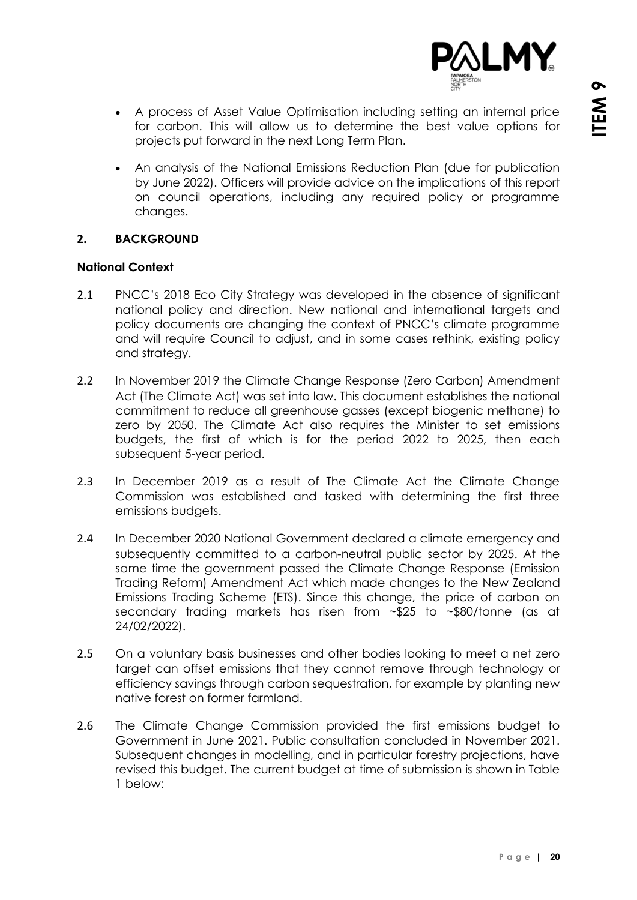- A process of Asset Value Optimisation including setting an internal price for carbon. This will allow us to determine the best value options for projects put forward in the next Long Term Plan.
- An analysis of the National Emissions Reduction Plan (due for publication by June 2022). Officers will provide advice on the implications of this report on council operations, including any required policy or programme changes.

## 2. BACKGROUND

### National Context

2.1 PNCC's 2018 Eco City Strategy was developed in the absence of significant national policy and direction. New national and international targets and policy documents are changing the context of PNCC's climate programme and will require Council to adjust, and in some cases rethink, existing policy and strategy.

2.2 In November 2019 the Climate Change Response (Zero Carbon) Amendment Act (The Climate Act) was set into law. This document establishes the national commitment to reduce all greenhouse gasses (except biogenic methane) to zero by 2050. The Climate Act also requires the Minister to set emissions budgets, the first of which is for the period 2022 to 2025, then each subsequent 5-year period.

2.3 In December 2019 as a result of The Climate Act the Climate Change Commission was established and tasked with determining the first three emissions budgets.

2.4 In December 2020 National Government declared a climate emergency and subsequently committed to a carbon-neutral public sector by 2025. At the same time the government passed the Climate Change Response (Emission Trading Reform) Amendment Act which made changes to the New Zealand Emissions Trading Scheme (ETS). Since this change, the price of carbon on secondary trading markets has risen from ~$25 to ~$80/tonne (as at 24/02/2022).

2.5 On a voluntary basis businesses and other bodies looking to meet a net zero target can offset emissions that they cannot remove through technology or efficiency savings through carbon sequestration, for example by planting new native forest on former farmland.

2.6 The Climate Change Commission provided the first emissions budget to Government in June 2021. Public consultation concluded in November 2021. Subsequent changes in modelling, and in particular forestry projections, have revised this budget. The current budget at time of submission is shown in Table 1 below: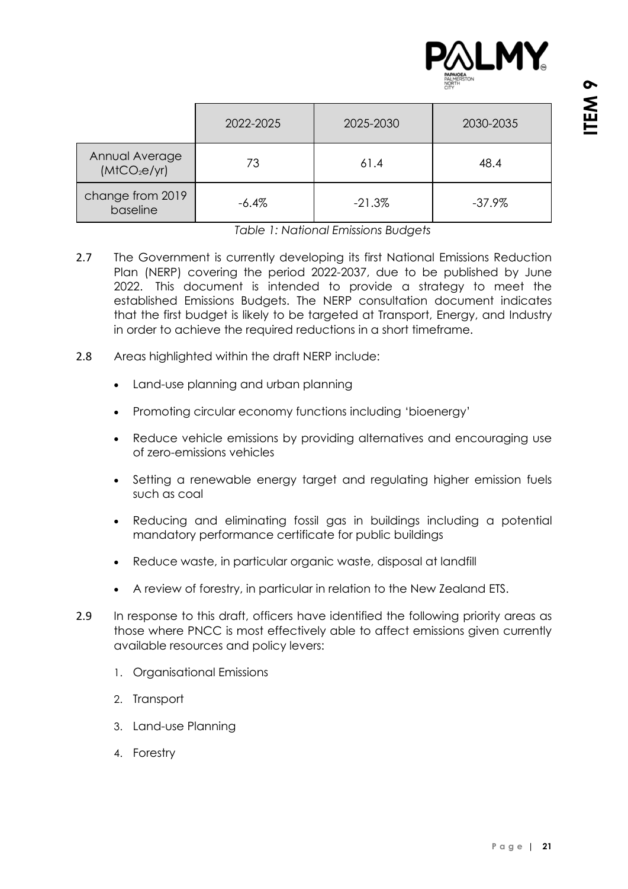| | 2022-2025 | 2025-2030 | 2030-2035 |
|---|---|---|---|
| Annual Average ($MtCO_2e/yr$) | 73 | 61.4 | 48.4 |
| change from 2019 baseline | -6.4% | -21.3% | -37.9% |

*Table 1: National Emissions Budgets*

2.7 The Government is currently developing its first National Emissions Reduction Plan (NERP) covering the period 2022-2037, due to be published by June 2022. This document is intended to provide a strategy to meet the established Emissions Budgets. The NERP consultation document indicates that the first budget is likely to be targeted at Transport, Energy, and Industry in order to achieve the required reductions in a short timeframe.

2.8 Areas highlighted within the draft NERP include:

- Land-use planning and urban planning
- Promoting circular economy functions including 'bioenergy'
- Reduce vehicle emissions by providing alternatives and encouraging use of zero-emissions vehicles
- Setting a renewable energy target and regulating higher emission fuels such as coal
- Reducing and eliminating fossil gas in buildings including a potential mandatory performance certificate for public buildings
- Reduce waste, in particular organic waste, disposal at landfill
- A review of forestry, in particular in relation to the New Zealand ETS.

2.9 In response to this draft, officers have identified the following priority areas as those where PNCC is most effectively able to affect emissions given currently available resources and policy levers:

1. Organisational Emissions
2. Transport
3. Land-use Planning
4. Forestry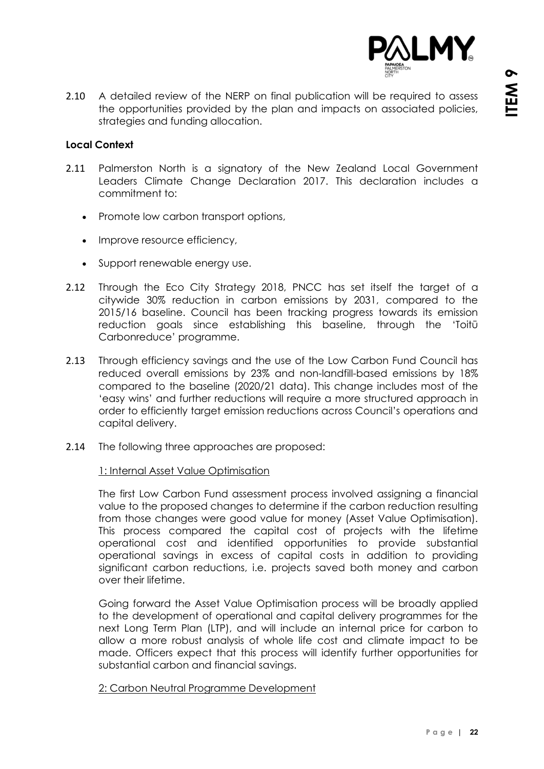2.10 A detailed review of the NERP on final publication will be required to assess the opportunities provided by the plan and impacts on associated policies, strategies and funding allocation.

**Local Context**

2.11 Palmerston North is a signatory of the New Zealand Local Government Leaders Climate Change Declaration 2017. This declaration includes a commitment to:

- Promote low carbon transport options,
- Improve resource efficiency,
- Support renewable energy use.

2.12 Through the Eco City Strategy 2018, PNCC has set itself the target of a citywide 30% reduction in carbon emissions by 2031, compared to the 2015/16 baseline. Council has been tracking progress towards its emission reduction goals since establishing this baseline, through the 'Toitū Carbonreduce' programme.

2.13 Through efficiency savings and the use of the Low Carbon Fund Council has reduced overall emissions by 23% and non-landfill-based emissions by 18% compared to the baseline (2020/21 data). This change includes most of the 'easy wins' and further reductions will require a more structured approach in order to efficiently target emission reductions across Council's operations and capital delivery.

2.14 The following three approaches are proposed:

<u>1: Internal Asset Value Optimisation</u>

The first Low Carbon Fund assessment process involved assigning a financial value to the proposed changes to determine if the carbon reduction resulting from those changes were good value for money (Asset Value Optimisation). This process compared the capital cost of projects with the lifetime operational cost and identified opportunities to provide substantial operational savings in excess of capital costs in addition to providing significant carbon reductions, i.e. projects saved both money and carbon over their lifetime.

Going forward the Asset Value Optimisation process will be broadly applied to the development of operational and capital delivery programmes for the next Long Term Plan (LTP), and will include an internal price for carbon to allow a more robust analysis of whole life cost and climate impact to be made. Officers expect that this process will identify further opportunities for substantial carbon and financial savings.

<u>2: Carbon Neutral Programme Development</u>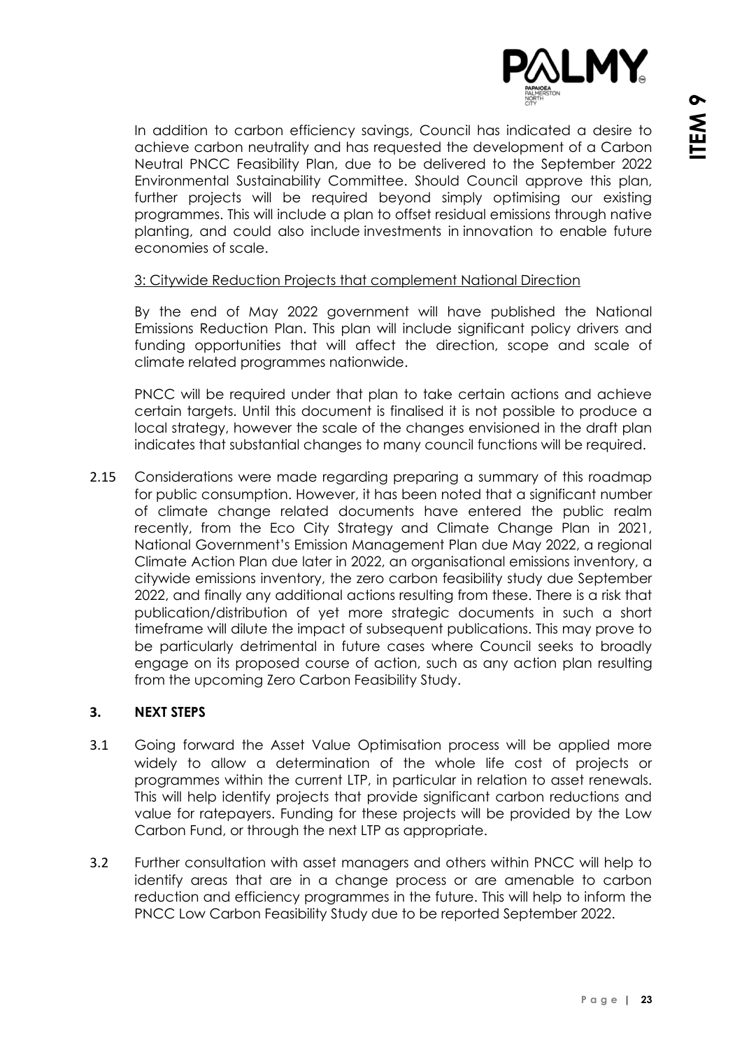In addition to carbon efficiency savings, Council has indicated a desire to achieve carbon neutrality and has requested the development of a Carbon Neutral PNCC Feasibility Plan, due to be delivered to the September 2022 Environmental Sustainability Committee. Should Council approve this plan, further projects will be required beyond simply optimising our existing programmes. This will include a plan to offset residual emissions through native planting, and could also include investments in innovation to enable future economies of scale.

3: Citywide Reduction Projects that complement National Direction

By the end of May 2022 government will have published the National Emissions Reduction Plan. This plan will include significant policy drivers and funding opportunities that will affect the direction, scope and scale of climate related programmes nationwide.

PNCC will be required under that plan to take certain actions and achieve certain targets. Until this document is finalised it is not possible to produce a local strategy, however the scale of the changes envisioned in the draft plan indicates that substantial changes to many council functions will be required.

2.15 Considerations were made regarding preparing a summary of this roadmap for public consumption. However, it has been noted that a significant number of climate change related documents have entered the public realm recently, from the Eco City Strategy and Climate Change Plan in 2021, National Government's Emission Management Plan due May 2022, a regional Climate Action Plan due later in 2022, an organisational emissions inventory, a citywide emissions inventory, the zero carbon feasibility study due September 2022, and finally any additional actions resulting from these. There is a risk that publication/distribution of yet more strategic documents in such a short timeframe will dilute the impact of subsequent publications. This may prove to be particularly detrimental in future cases where Council seeks to broadly engage on its proposed course of action, such as any action plan resulting from the upcoming Zero Carbon Feasibility Study.

## 3. NEXT STEPS

3.1 Going forward the Asset Value Optimisation process will be applied more widely to allow a determination of the whole life cost of projects or programmes within the current LTP, in particular in relation to asset renewals. This will help identify projects that provide significant carbon reductions and value for ratepayers. Funding for these projects will be provided by the Low Carbon Fund, or through the next LTP as appropriate.

3.2 Further consultation with asset managers and others within PNCC will help to identify areas that are in a change process or are amenable to carbon reduction and efficiency programmes in the future. This will help to inform the PNCC Low Carbon Feasibility Study due to be reported September 2022.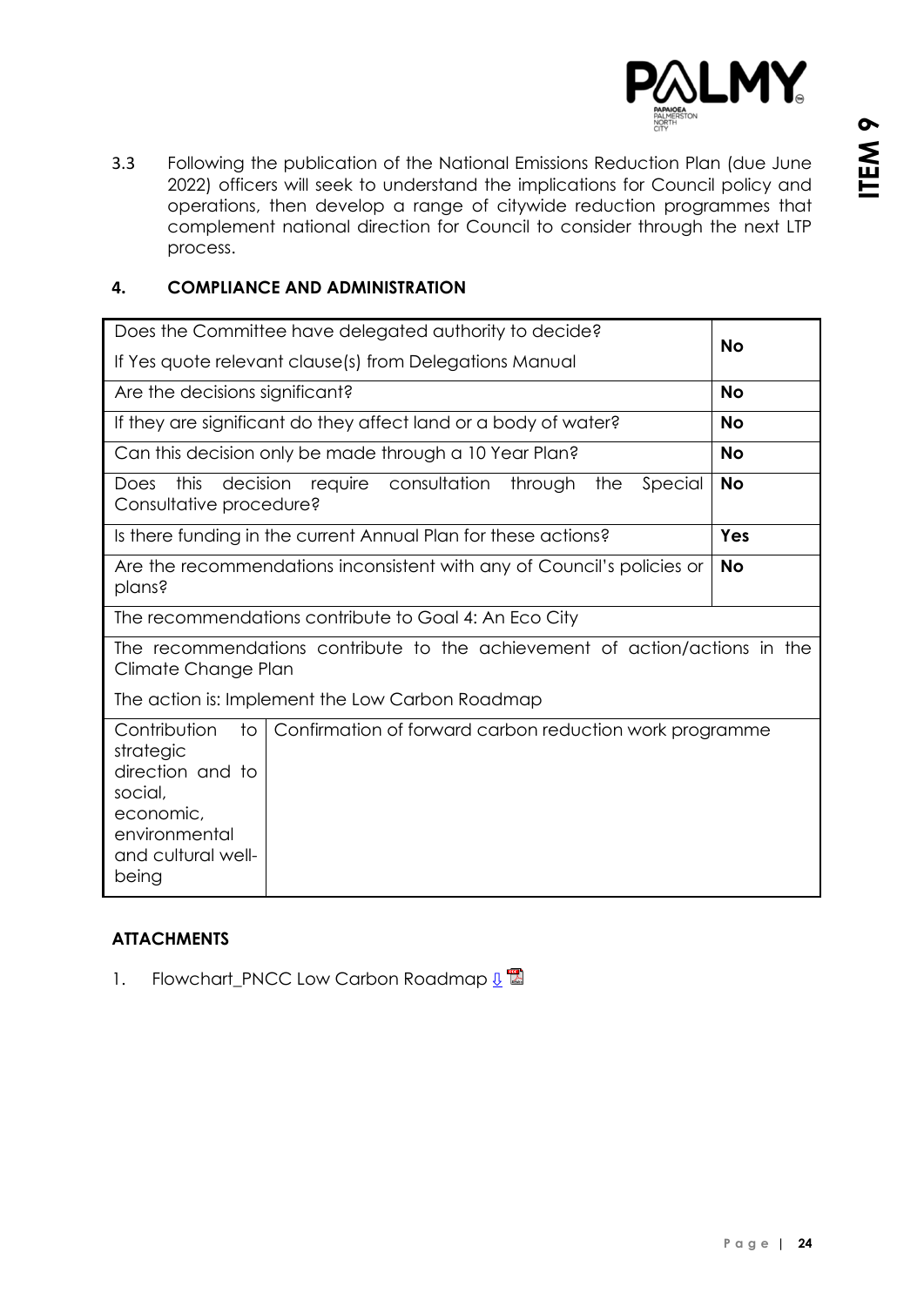3.3 Following the publication of the National Emissions Reduction Plan (due June 2022) officers will seek to understand the implications for Council policy and operations, then develop a range of citywide reduction programmes that complement national direction for Council to consider through the next LTP process.

## 4. COMPLIANCE AND ADMINISTRATION

| | | |
|---|---|---|
| Does the Committee have delegated authority to decide?<br>If Yes quote relevant clause(s) from Delegations Manual | | **No** |
| Are the decisions significant? | | **No** |
| If they are significant do they affect land or a body of water? | | **No** |
| Can this decision only be made through a 10 Year Plan? | | **No** |
| Does this decision require consultation through the Special Consultative procedure? | | **No** |
| Is there funding in the current Annual Plan for these actions? | | **Yes** |
| Are the recommendations inconsistent with any of Council's policies or plans? | | **No** |
| The recommendations contribute to Goal 4: An Eco City | | |
| The recommendations contribute to the achievement of action/actions in the Climate Change Plan<br>The action is: Implement the Low Carbon Roadmap | | |
| Contribution to strategic direction and to social, economic, environmental and cultural well-being | Confirmation of forward carbon reduction work programme | |

## ATTACHMENTS

1. Flowchart_PNCC Low Carbon Roadmap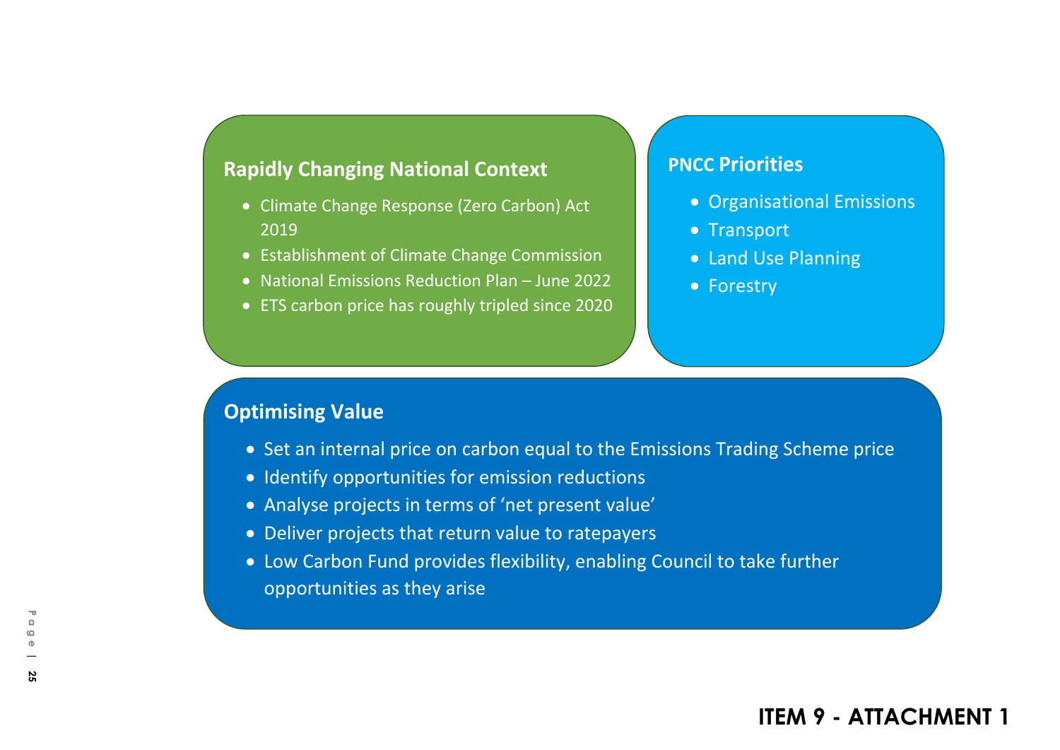## Rapidly Changing National Context

- Climate Change Response (Zero Carbon) Act 2019
- Establishment of Climate Change Commission
- National Emissions Reduction Plan – June 2022
- ETS carbon price has roughly tripled since 2020

## PNCC Priorities

- Organisational Emissions
- Transport
- Land Use Planning
- Forestry

## Optimising Value

- Set an internal price on carbon equal to the Emissions Trading Scheme price
- Identify opportunities for emission reductions
- Analyse projects in terms of 'net present value'
- Deliver projects that return value to ratepayers
- Low Carbon Fund provides flexibility, enabling Council to take further opportunities as they arise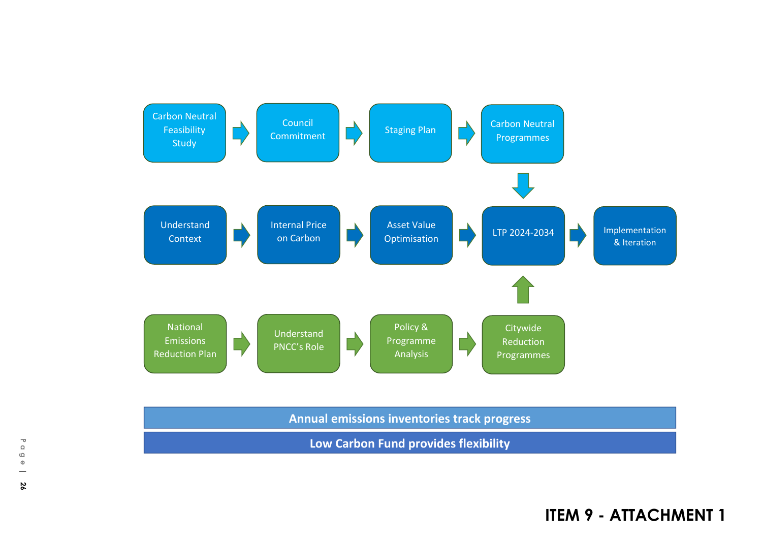Carbon Neutral Feasibility Study → Council Commitment → Staging Plan → Carbon Neutral Programmes

Understand Context → Internal Price on Carbon → Asset Value Optimisation → LTP 2024-2034 → Implementation & Iteration

National Emissions Reduction Plan → Understand PNCC's Role → Policy & Programme Analysis → Citywide Reduction Programmes

Carbon Neutral Programmes ↓ LTP 2024-2034

Citywide Reduction Programmes ↑ LTP 2024-2034

**Annual emissions inventories track progress**

**Low Carbon Fund provides flexibility**

**ITEM 9 - ATTACHMENT 1**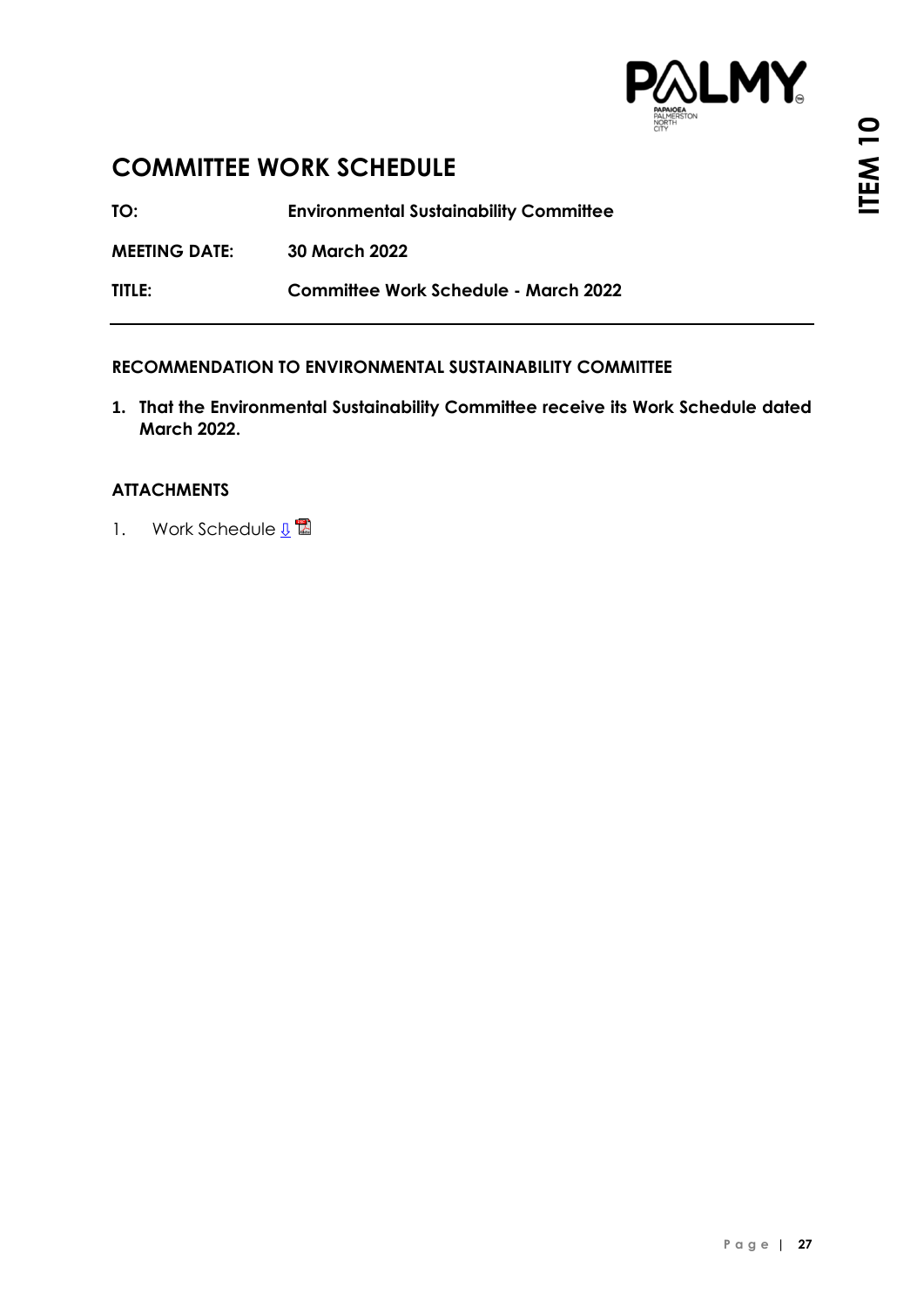# COMMITTEE WORK SCHEDULE

**TO:** **Environmental Sustainability Committee**

**MEETING DATE:** **30 March 2022**

**TITLE:** **Committee Work Schedule - March 2022**

---

**RECOMMENDATION TO ENVIRONMENTAL SUSTAINABILITY COMMITTEE**

1. **That the Environmental Sustainability Committee receive its Work Schedule dated March 2022.**

**ATTACHMENTS**

1. Work Schedule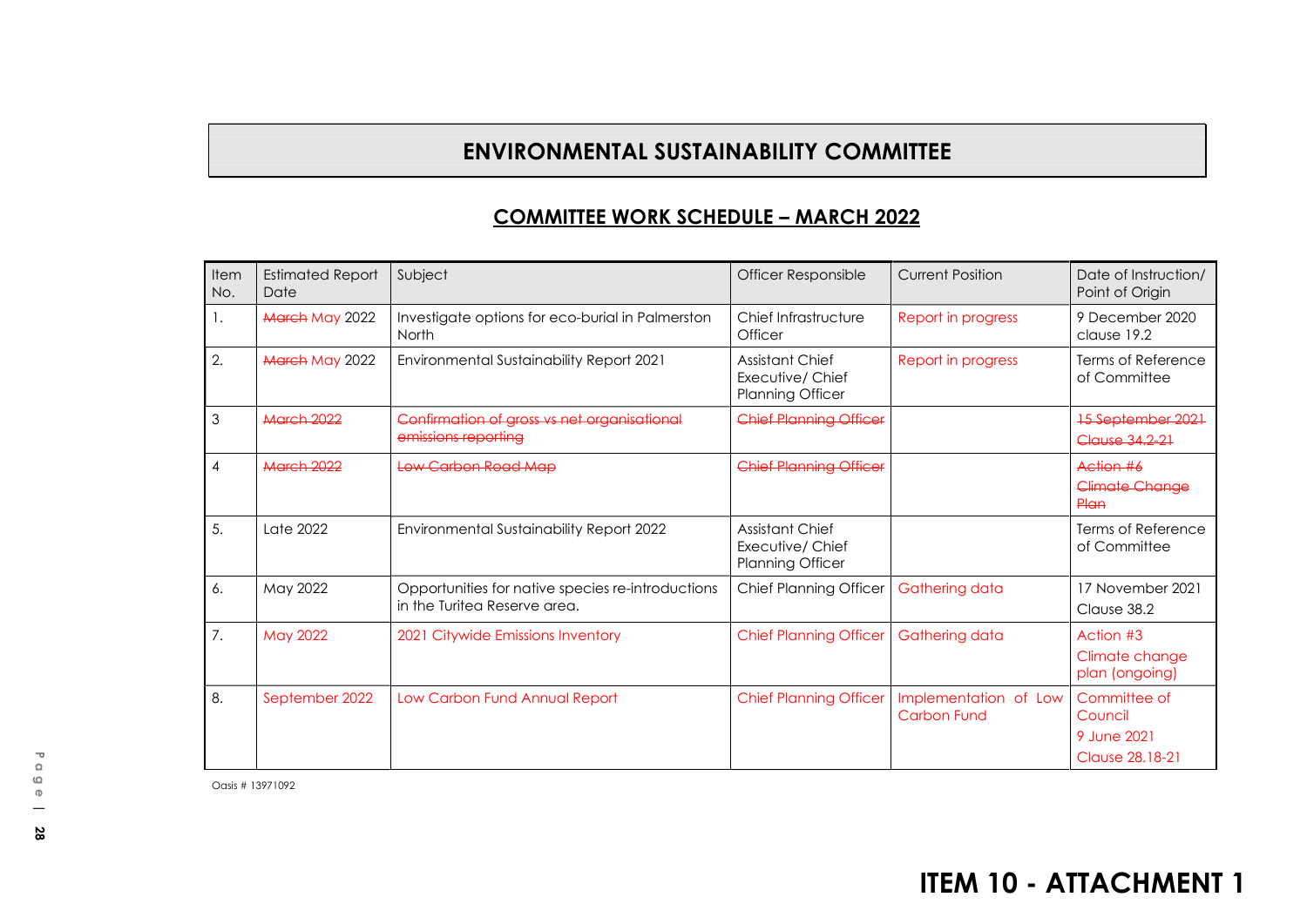# ENVIRONMENTAL SUSTAINABILITY COMMITTEE

## COMMITTEE WORK SCHEDULE – MARCH 2022

| Item No. | Estimated Report Date | Subject | Officer Responsible | Current Position | Date of Instruction/ Point of Origin |
|---|---|---|---|---|---|
| 1. | ~~March~~ May 2022 | Investigate options for eco-burial in Palmerston North | Chief Infrastructure Officer | Report in progress | 9 December 2020 clause 19.2 |
| 2. | ~~March~~ May 2022 | Environmental Sustainability Report 2021 | Assistant Chief Executive/ Chief Planning Officer | Report in progress | Terms of Reference of Committee |
| 3 | ~~March 2022~~ | ~~Confirmation of gross vs net organisational emissions reporting~~ | ~~Chief Planning Officer~~ | | ~~15 September 2021 Clause 34.2-21~~ |
| 4 | ~~March 2022~~ | ~~Low Carbon Road Map~~ | ~~Chief Planning Officer~~ | | ~~Action #6 Climate Change Plan~~ |
| 5. | Late 2022 | Environmental Sustainability Report 2022 | Assistant Chief Executive/ Chief Planning Officer | | Terms of Reference of Committee |
| 6. | May 2022 | Opportunities for native species re-introductions in the Turitea Reserve area. | Chief Planning Officer | Gathering data | 17 November 2021 Clause 38.2 |
| 7. | May 2022 | 2021 Citywide Emissions Inventory | Chief Planning Officer | Gathering data | Action #3 Climate change plan (ongoing) |
| 8. | September 2022 | Low Carbon Fund Annual Report | Chief Planning Officer | Implementation of Low Carbon Fund | Committee of Council 9 June 2021 Clause 28.18-21 |

Oasis # 13971092

# ITEM 10 - ATTACHMENT 1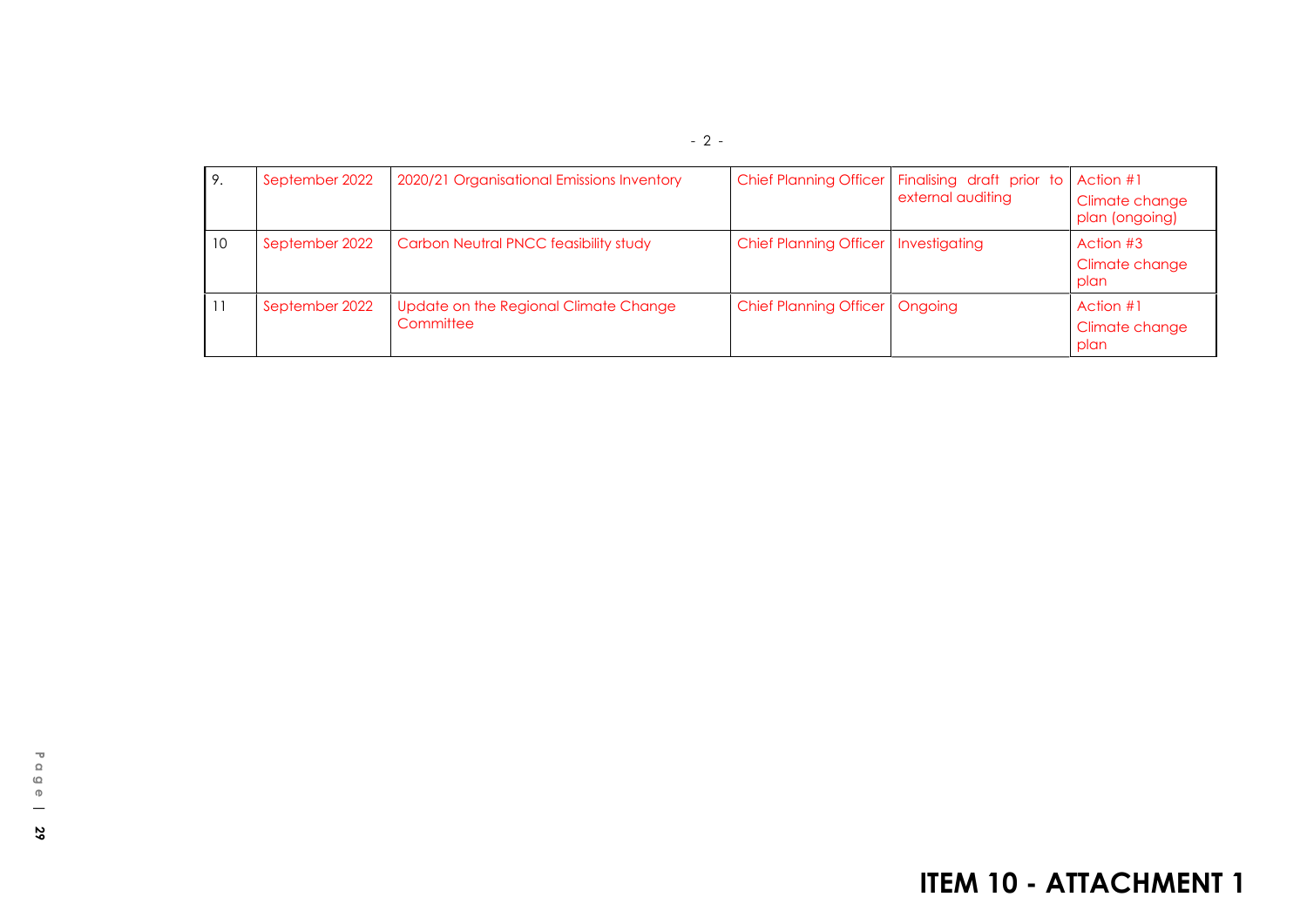| | | | | | |
|---|---|---|---|---|---|
| 9. | September 2022 | 2020/21 Organisational Emissions Inventory | Chief Planning Officer | Finalising draft prior to external auditing | Action #1 Climate change plan (ongoing) |
| 10 | September 2022 | Carbon Neutral PNCC feasibility study | Chief Planning Officer | Investigating | Action #3 Climate change plan |
| 11 | September 2022 | Update on the Regional Climate Change Committee | Chief Planning Officer | Ongoing | Action #1 Climate change plan |

**ITEM 10 - ATTACHMENT 1**